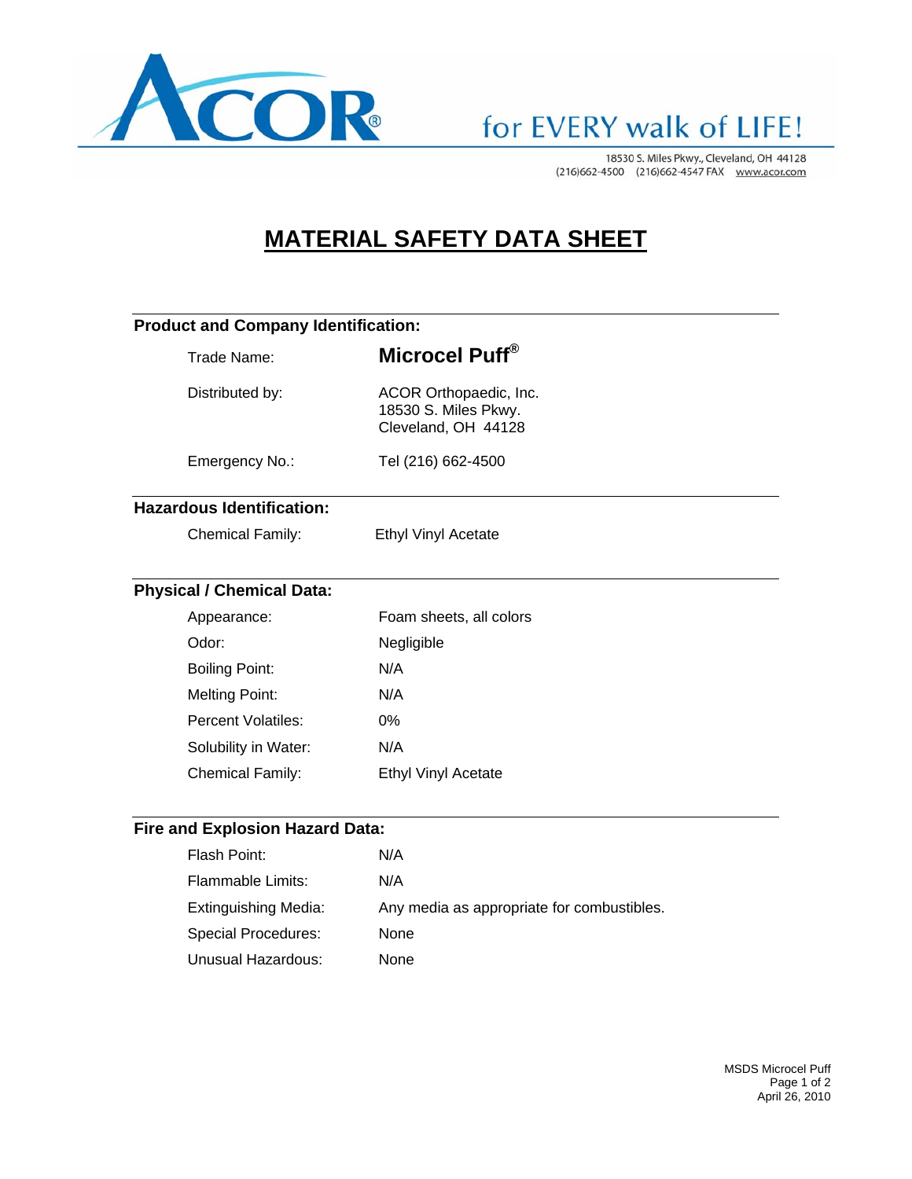ACOR® for EVERY walk of LIFE!

18530 S. Miles Pkwy., Cleveland, OH 44128
(216)662-4500 (216)662-4547 FAX www.acor.com

# MATERIAL SAFETY DATA SHEET

## Product and Company Identification:

| | |
|---|---|
| Trade Name: | **Microcel Puff®** |
| Distributed by: | ACOR Orthopaedic, Inc.<br>18530 S. Miles Pkwy.<br>Cleveland, OH 44128 |
| Emergency No.: | Tel (216) 662-4500 |

## Hazardous Identification:

| | |
|---|---|
| Chemical Family: | Ethyl Vinyl Acetate |

## Physical / Chemical Data:

| | |
|---|---|
| Appearance: | Foam sheets, all colors |
| Odor: | Negligible |
| Boiling Point: | N/A |
| Melting Point: | N/A |
| Percent Volatiles: | 0% |
| Solubility in Water: | N/A |
| Chemical Family: | Ethyl Vinyl Acetate |

## Fire and Explosion Hazard Data:

| | |
|---|---|
| Flash Point: | N/A |
| Flammable Limits: | N/A |
| Extinguishing Media: | Any media as appropriate for combustibles. |
| Special Procedures: | None |
| Unusual Hazardous: | None |

MSDS Microcel Puff
April 26, 2010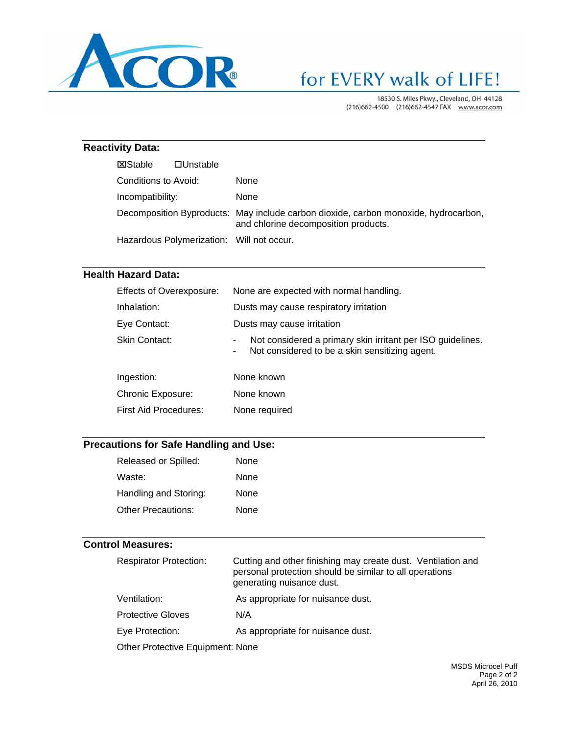## Reactivity Data:

☒Stable ☐Unstable

| | |
|---|---|
| Conditions to Avoid: | None |
| Incompatibility: | None |
| Decomposition Byproducts: | May include carbon dioxide, carbon monoxide, hydrocarbon, and chlorine decomposition products. |
| Hazardous Polymerization: | Will not occur. |

## Health Hazard Data:

| | |
|---|---|
| Effects of Overexposure: | None are expected with normal handling. |
| Inhalation: | Dusts may cause respiratory irritation |
| Eye Contact: | Dusts may cause irritation |
| Skin Contact: | - Not considered a primary skin irritant per ISO guidelines.<br>- Not considered to be a skin sensitizing agent. |
| Ingestion: | None known |
| Chronic Exposure: | None known |
| First Aid Procedures: | None required |

## Precautions for Safe Handling and Use:

| | |
|---|---|
| Released or Spilled: | None |
| Waste: | None |
| Handling and Storing: | None |
| Other Precautions: | None |

## Control Measures:

| | |
|---|---|
| Respirator Protection: | Cutting and other finishing may create dust. Ventilation and personal protection should be similar to all operations generating nuisance dust. |
| Ventilation: | As appropriate for nuisance dust. |
| Protective Gloves | N/A |
| Eye Protection: | As appropriate for nuisance dust. |
| Other Protective Equipment: | None |

MSDS Microcel Puff
April 26, 2010